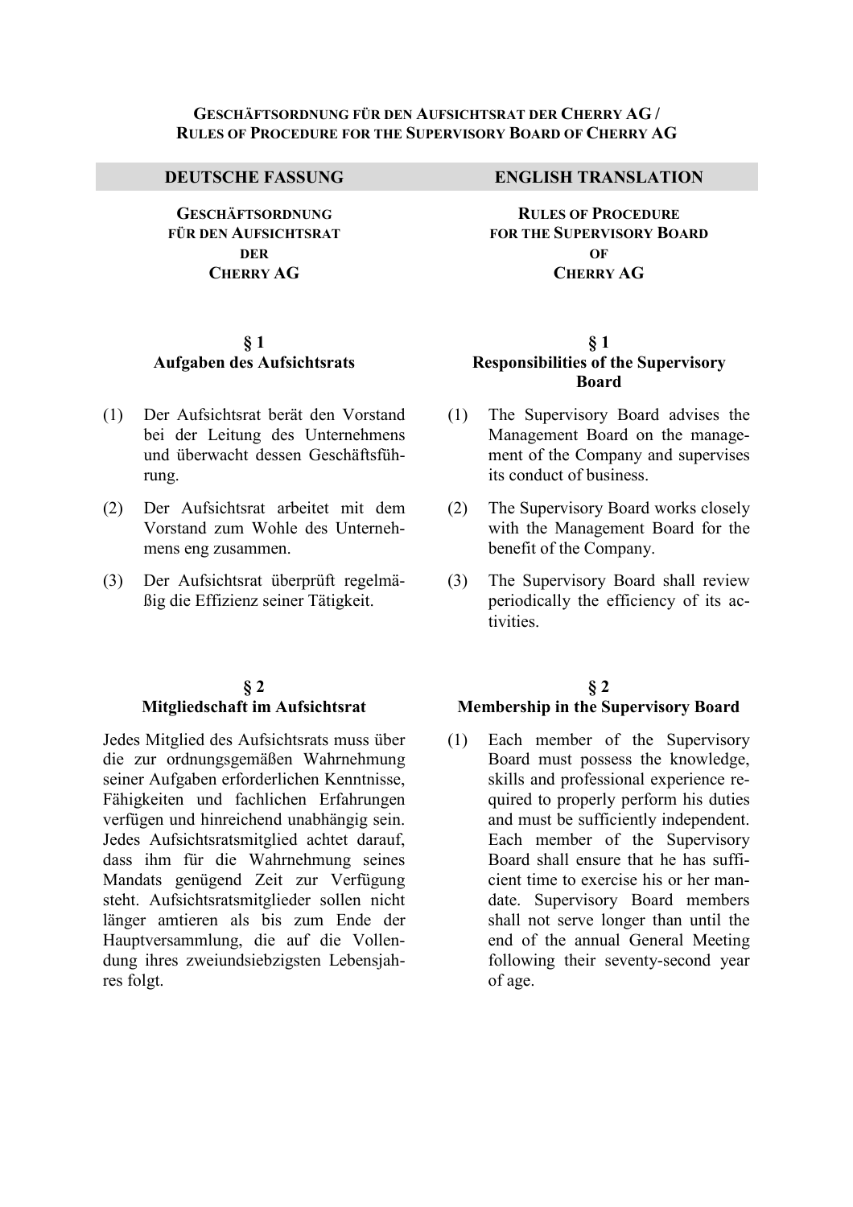**GESCHÄFTSORDNUNG FÜR DEN AUFSICHTSRAT DER CHERRY AG / RULES OF PROCEDURE FOR THE SUPERVISORY BOARD OF CHERRY AG**

| DEUTSCHE FASSUNG | ENGLISH TRANSLATION |
|---|---|
| **GESCHÄFTSORDNUNG FÜR DEN AUFSICHTSRAT DER CHERRY AG** | **RULES OF PROCEDURE FOR THE SUPERVISORY BOARD OF CHERRY AG** |
| **§ 1 Aufgaben des Aufsichtsrats** | **§ 1 Responsibilities of the Supervisory Board** |
| (1) Der Aufsichtsrat berät den Vorstand bei der Leitung des Unternehmens und überwacht dessen Geschäftsführung. | (1) The Supervisory Board advises the Management Board on the management of the Company and supervises its conduct of business. |
| (2) Der Aufsichtsrat arbeitet mit dem Vorstand zum Wohle des Unternehmens eng zusammen. | (2) The Supervisory Board works closely with the Management Board for the benefit of the Company. |
| (3) Der Aufsichtsrat überprüft regelmäßig die Effizienz seiner Tätigkeit. | (3) The Supervisory Board shall review periodically the efficiency of its activities. |
| **§ 2 Mitgliedschaft im Aufsichtsrat** | **§ 2 Membership in the Supervisory Board** |
| Jedes Mitglied des Aufsichtsrats muss über die zur ordnungsgemäßen Wahrnehmung seiner Aufgaben erforderlichen Kenntnisse, Fähigkeiten und fachlichen Erfahrungen verfügen und hinreichend unabhängig sein. Jedes Aufsichtsratsmitglied achtet darauf, dass ihm für die Wahrnehmung seines Mandats genügend Zeit zur Verfügung steht. Aufsichtsratsmitglieder sollen nicht länger amtieren als bis zum Ende der Hauptversammlung, die auf die Vollendung ihres zweiundsiebzigsten Lebensjahres folgt. | (1) Each member of the Supervisory Board must possess the knowledge, skills and professional experience required to properly perform his duties and must be sufficiently independent. Each member of the Supervisory Board shall ensure that he has sufficient time to exercise his or her mandate. Supervisory Board members shall not serve longer than until the end of the annual General Meeting following their seventy-second year of age. |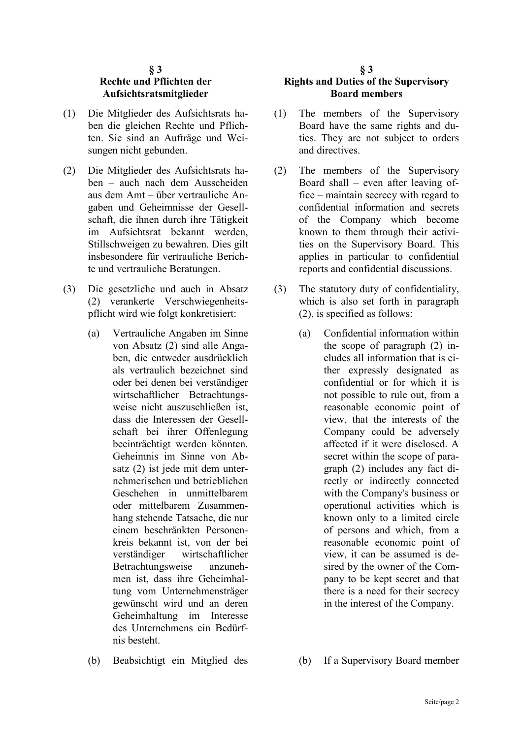## § 3
## Rechte und Pflichten der Aufsichtsratsmitglieder

(1) Die Mitglieder des Aufsichtsrats haben die gleichen Rechte und Pflichten. Sie sind an Aufträge und Weisungen nicht gebunden.

(2) Die Mitglieder des Aufsichtsrats haben – auch nach dem Ausscheiden aus dem Amt – über vertrauliche Angaben und Geheimnisse der Gesellschaft, die ihnen durch ihre Tätigkeit im Aufsichtsrat bekannt werden, Stillschweigen zu bewahren. Dies gilt insbesondere für vertrauliche Berichte und vertrauliche Beratungen.

(3) Die gesetzliche und auch in Absatz (2) verankerte Verschwiegenheitspflicht wird wie folgt konkretisiert:

(a) Vertrauliche Angaben im Sinne von Absatz (2) sind alle Angaben, die entweder ausdrücklich als vertraulich bezeichnet sind oder bei denen bei verständiger wirtschaftlicher Betrachtungsweise nicht auszuschließen ist, dass die Interessen der Gesellschaft bei ihrer Offenlegung beeinträchtigt werden könnten. Geheimnis im Sinne von Absatz (2) ist jede mit dem unternehmerischen und betrieblichen Geschehen in unmittelbarem oder mittelbarem Zusammenhang stehende Tatsache, die nur einem beschränkten Personenkreis bekannt ist, von der bei verständiger wirtschaftlicher Betrachtungsweise anzunehmen ist, dass ihre Geheimhaltung vom Unternehmensträger gewünscht wird und an deren Geheimhaltung im Interesse des Unternehmens ein Bedürfnis besteht.

(b) Beabsichtigt ein Mitglied des

## § 3
## Rights and Duties of the Supervisory Board members

(1) The members of the Supervisory Board have the same rights and duties. They are not subject to orders and directives.

(2) The members of the Supervisory Board shall – even after leaving office – maintain secrecy with regard to confidential information and secrets of the Company which become known to them through their activities on the Supervisory Board. This applies in particular to confidential reports and confidential discussions.

(3) The statutory duty of confidentiality, which is also set forth in paragraph (2), is specified as follows:

(a) Confidential information within the scope of paragraph (2) includes all information that is either expressly designated as confidential or for which it is not possible to rule out, from a reasonable economic point of view, that the interests of the Company could be adversely affected if it were disclosed. A secret within the scope of paragraph (2) includes any fact directly or indirectly connected with the Company's business or operational activities which is known only to a limited circle of persons and which, from a reasonable economic point of view, it can be assumed is desired by the owner of the Company to be kept secret and that there is a need for their secrecy in the interest of the Company.

(b) If a Supervisory Board member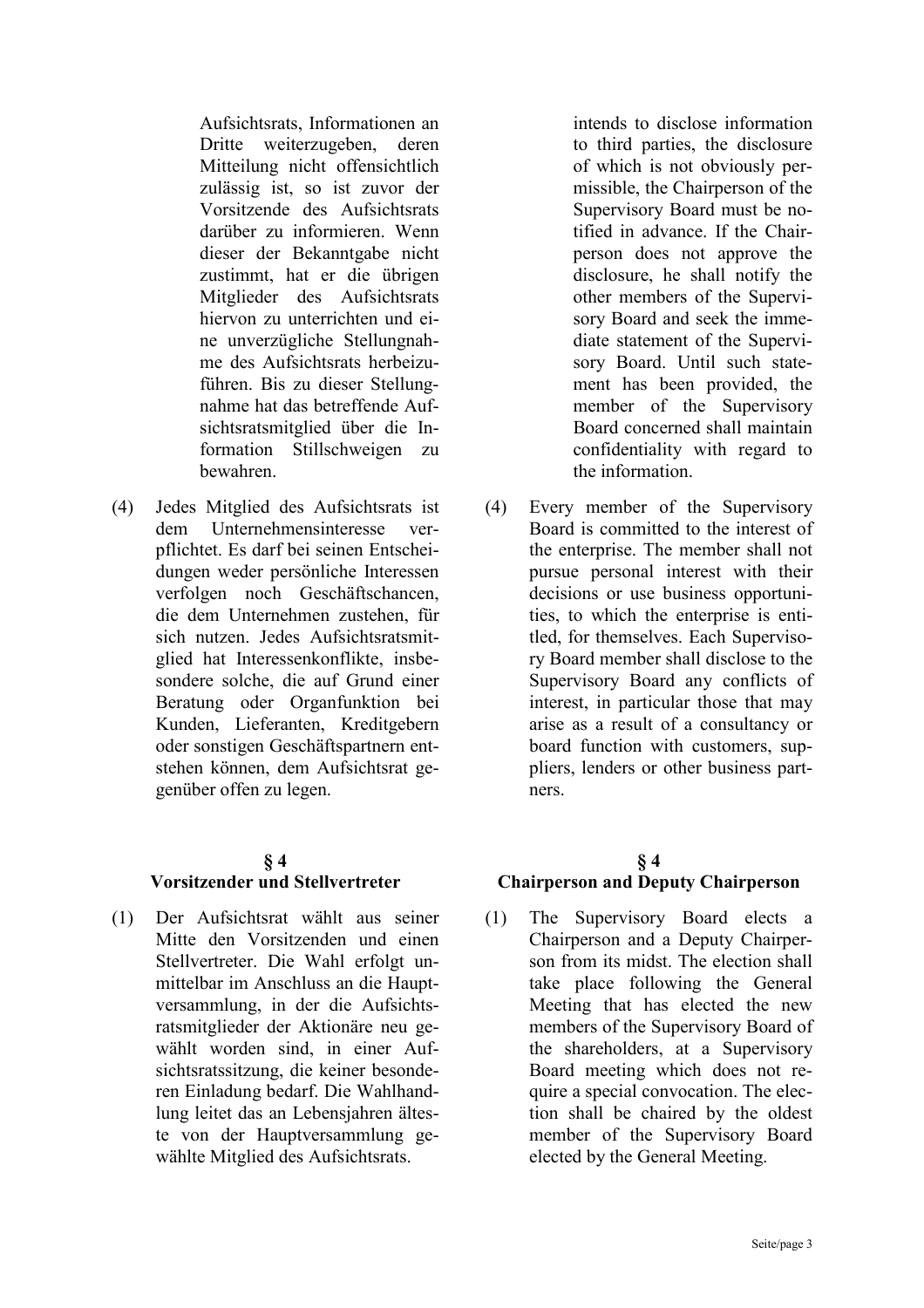Aufsichtsrats, Informationen an Dritte weiterzugeben, deren Mitteilung nicht offensichtlich zulässig ist, so ist zuvor der Vorsitzende des Aufsichtsrats darüber zu informieren. Wenn dieser der Bekanntgabe nicht zustimmt, hat er die übrigen Mitglieder des Aufsichtsrats hiervon zu unterrichten und eine unverzügliche Stellungnahme des Aufsichtsrats herbeizuführen. Bis zu dieser Stellungnahme hat das betreffende Aufsichtsratsmitglied über die Information Stillschweigen zu bewahren.

intends to disclose information to third parties, the disclosure of which is not obviously permissible, the Chairperson of the Supervisory Board must be notified in advance. If the Chairperson does not approve the disclosure, he shall notify the other members of the Supervisory Board and seek the immediate statement of the Supervisory Board. Until such statement has been provided, the member of the Supervisory Board concerned shall maintain confidentiality with regard to the information.

(4) Jedes Mitglied des Aufsichtsrats ist dem Unternehmensinteresse verpflichtet. Es darf bei seinen Entscheidungen weder persönliche Interessen verfolgen noch Geschäftschancen, die dem Unternehmen zustehen, für sich nutzen. Jedes Aufsichtsratsmitglied hat Interessenkonflikte, insbesondere solche, die auf Grund einer Beratung oder Organfunktion bei Kunden, Lieferanten, Kreditgebern oder sonstigen Geschäftspartnern entstehen können, dem Aufsichtsrat gegenüber offen zu legen.

(4) Every member of the Supervisory Board is committed to the interest of the enterprise. The member shall not pursue personal interest with their decisions or use business opportunities, to which the enterprise is entitled, for themselves. Each Supervisory Board member shall disclose to the Supervisory Board any conflicts of interest, in particular those that may arise as a result of a consultancy or board function with customers, suppliers, lenders or other business partners.

## § 4
## Vorsitzender und Stellvertreter

(1) Der Aufsichtsrat wählt aus seiner Mitte den Vorsitzenden und einen Stellvertreter. Die Wahl erfolgt unmittelbar im Anschluss an die Hauptversammlung, in der die Aufsichtsratsmitglieder der Aktionäre neu gewählt worden sind, in einer Aufsichtsratssitzung, die keiner besonderen Einladung bedarf. Die Wahlhandlung leitet das an Lebensjahren älteste von der Hauptversammlung gewählte Mitglied des Aufsichtsrats.

## § 4
## Chairperson and Deputy Chairperson

(1) The Supervisory Board elects a Chairperson and a Deputy Chairperson from its midst. The election shall take place following the General Meeting that has elected the new members of the Supervisory Board of the shareholders, at a Supervisory Board meeting which does not require a special convocation. The election shall be chaired by the oldest member of the Supervisory Board elected by the General Meeting.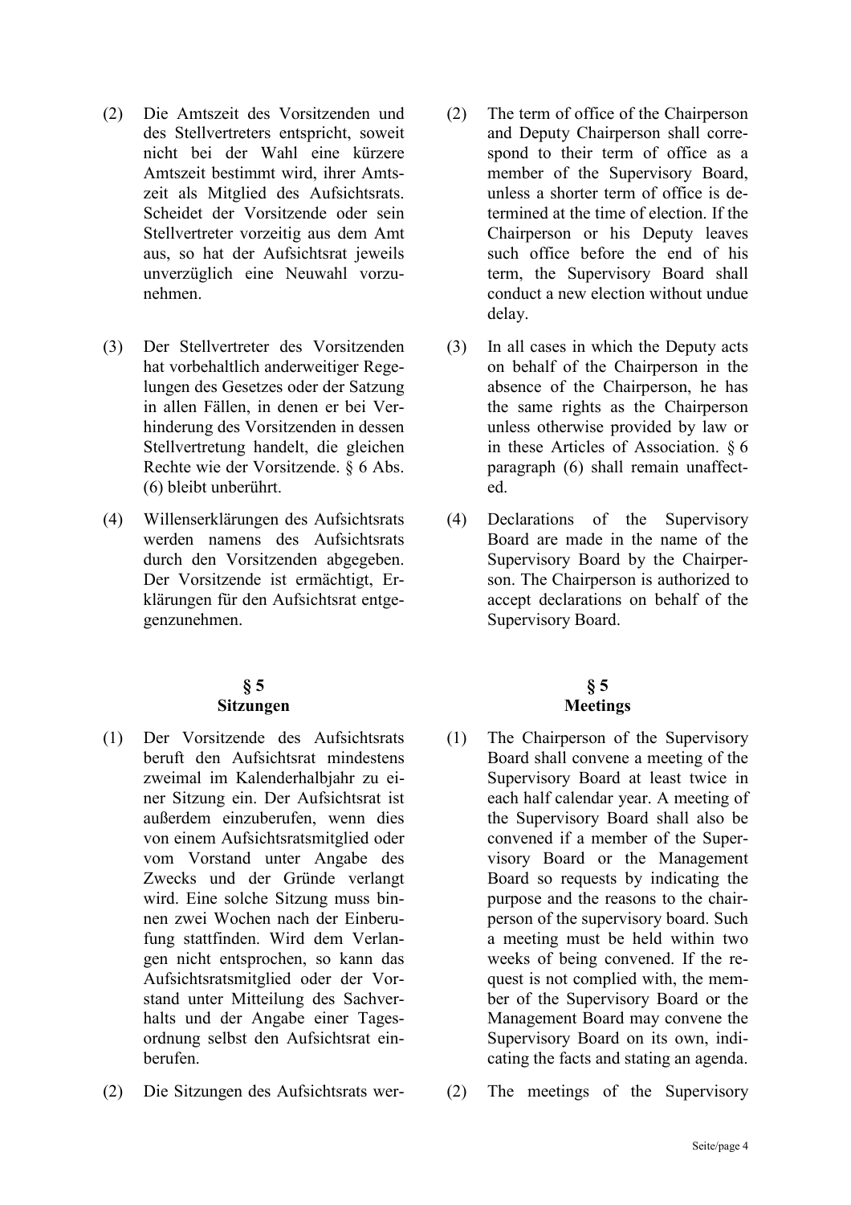(2) Die Amtszeit des Vorsitzenden und des Stellvertreters entspricht, soweit nicht bei der Wahl eine kürzere Amtszeit bestimmt wird, ihrer Amtszeit als Mitglied des Aufsichtsrats. Scheidet der Vorsitzende oder sein Stellvertreter vorzeitig aus dem Amt aus, so hat der Aufsichtsrat jeweils unverzüglich eine Neuwahl vorzunehmen.

(2) The term of office of the Chairperson and Deputy Chairperson shall correspond to their term of office as a member of the Supervisory Board, unless a shorter term of office is determined at the time of election. If the Chairperson or his Deputy leaves such office before the end of his term, the Supervisory Board shall conduct a new election without undue delay.

(3) Der Stellvertreter des Vorsitzenden hat vorbehaltlich anderweitiger Regelungen des Gesetzes oder der Satzung in allen Fällen, in denen er bei Verhinderung des Vorsitzenden in dessen Stellvertretung handelt, die gleichen Rechte wie der Vorsitzende. § 6 Abs. (6) bleibt unberührt.

(3) In all cases in which the Deputy acts on behalf of the Chairperson in the absence of the Chairperson, he has the same rights as the Chairperson unless otherwise provided by law or in these Articles of Association. § 6 paragraph (6) shall remain unaffected.

(4) Willenserklärungen des Aufsichtsrats werden namens des Aufsichtsrats durch den Vorsitzenden abgegeben. Der Vorsitzende ist ermächtigt, Erklärungen für den Aufsichtsrat entgegenzunehmen.

(4) Declarations of the Supervisory Board are made in the name of the Supervisory Board by the Chairperson. The Chairperson is authorized to accept declarations on behalf of the Supervisory Board.

## § 5 Sitzungen

## § 5 Meetings

(1) Der Vorsitzende des Aufsichtsrats beruft den Aufsichtsrat mindestens zweimal im Kalenderhalbjahr zu einer Sitzung ein. Der Aufsichtsrat ist außerdem einzuberufen, wenn dies von einem Aufsichtsratsmitglied oder vom Vorstand unter Angabe des Zwecks und der Gründe verlangt wird. Eine solche Sitzung muss binnen zwei Wochen nach der Einberufung stattfinden. Wird dem Verlangen nicht entsprochen, so kann das Aufsichtsratsmitglied oder der Vorstand unter Mitteilung des Sachverhalts und der Angabe einer Tagesordnung selbst den Aufsichtsrat einberufen.

(1) The Chairperson of the Supervisory Board shall convene a meeting of the Supervisory Board at least twice in each half calendar year. A meeting of the Supervisory Board shall also be convened if a member of the Supervisory Board or the Management Board so requests by indicating the purpose and the reasons to the chairperson of the supervisory board. Such a meeting must be held within two weeks of being convened. If the request is not complied with, the member of the Supervisory Board or the Management Board may convene the Supervisory Board on its own, indicating the facts and stating an agenda.

(2) Die Sitzungen des Aufsichtsrats wer-

(2) The meetings of the Supervisory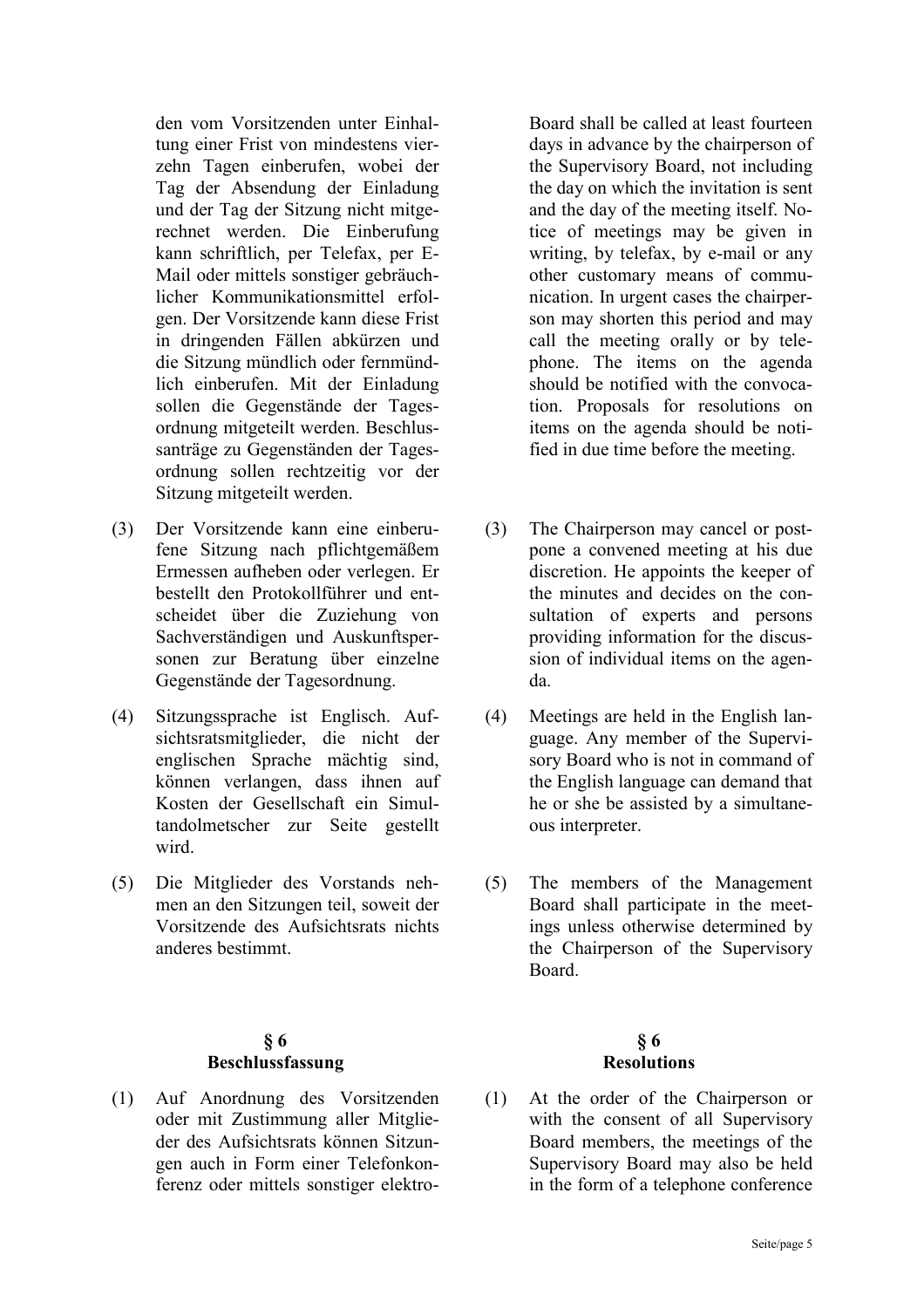den vom Vorsitzenden unter Einhaltung einer Frist von mindestens vierzehn Tagen einberufen, wobei der Tag der Absendung der Einladung und der Tag der Sitzung nicht mitgerechnet werden. Die Einberufung kann schriftlich, per Telefax, per E-Mail oder mittels sonstiger gebräuchlicher Kommunikationsmittel erfolgen. Der Vorsitzende kann diese Frist in dringenden Fällen abkürzen und die Sitzung mündlich oder fernmündlich einberufen. Mit der Einladung sollen die Gegenstände der Tagesordnung mitgeteilt werden. Beschlussanträge zu Gegenständen der Tagesordnung sollen rechtzeitig vor der Sitzung mitgeteilt werden.

(3) Der Vorsitzende kann eine einberufene Sitzung nach pflichtgemäßem Ermessen aufheben oder verlegen. Er bestellt den Protokollführer und entscheidet über die Zuziehung von Sachverständigen und Auskunftspersonen zur Beratung über einzelne Gegenstände der Tagesordnung.

(4) Sitzungssprache ist Englisch. Aufsichtsratsmitglieder, die nicht der englischen Sprache mächtig sind, können verlangen, dass ihnen auf Kosten der Gesellschaft ein Simultandolmetscher zur Seite gestellt wird.

(5) Die Mitglieder des Vorstands nehmen an den Sitzungen teil, soweit der Vorsitzende des Aufsichtsrats nichts anderes bestimmt.

## § 6
## Beschlussfassung

(1) Auf Anordnung des Vorsitzenden oder mit Zustimmung aller Mitglieder des Aufsichtsrats können Sitzungen auch in Form einer Telefonkonferenz oder mittels sonstiger elektro-

Board shall be called at least fourteen days in advance by the chairperson of the Supervisory Board, not including the day on which the invitation is sent and the day of the meeting itself. Notice of meetings may be given in writing, by telefax, by e-mail or any other customary means of communication. In urgent cases the chairperson may shorten this period and may call the meeting orally or by telephone. The items on the agenda should be notified with the convocation. Proposals for resolutions on items on the agenda should be notified in due time before the meeting.

(3) The Chairperson may cancel or postpone a convened meeting at his due discretion. He appoints the keeper of the minutes and decides on the consultation of experts and persons providing information for the discussion of individual items on the agenda.

(4) Meetings are held in the English language. Any member of the Supervisory Board who is not in command of the English language can demand that he or she be assisted by a simultaneous interpreter.

(5) The members of the Management Board shall participate in the meetings unless otherwise determined by the Chairperson of the Supervisory Board.

## § 6
## Resolutions

(1) At the order of the Chairperson or with the consent of all Supervisory Board members, the meetings of the Supervisory Board may also be held in the form of a telephone conference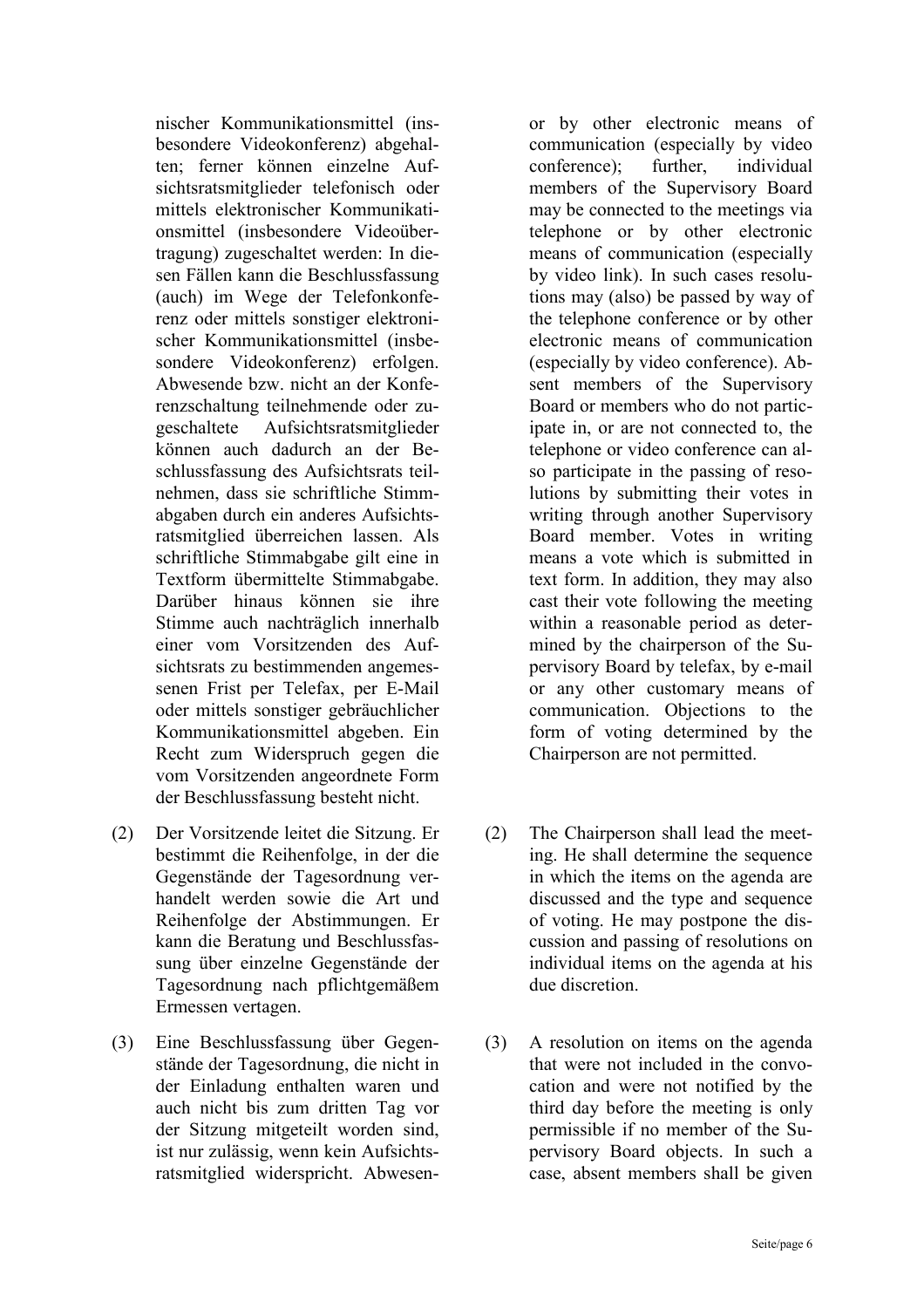nischer Kommunikationsmittel (insbesondere Videokonferenz) abgehalten; ferner können einzelne Aufsichtsratsmitglieder telefonisch oder mittels elektronischer Kommunikationsmittel (insbesondere Videoübertragung) zugeschaltet werden: In diesen Fällen kann die Beschlussfassung (auch) im Wege der Telefonkonferenz oder mittels sonstiger elektronischer Kommunikationsmittel (insbesondere Videokonferenz) erfolgen. Abwesende bzw. nicht an der Konferenzschaltung teilnehmende oder zugeschaltete Aufsichtsratsmitglieder können auch dadurch an der Beschlussfassung des Aufsichtsrats teilnehmen, dass sie schriftliche Stimmabgaben durch ein anderes Aufsichtsratsmitglied überreichen lassen. Als schriftliche Stimmabgabe gilt eine in Textform übermittelte Stimmabgabe. Darüber hinaus können sie ihre Stimme auch nachträglich innerhalb einer vom Vorsitzenden des Aufsichtsrats zu bestimmenden angemessenen Frist per Telefax, per E-Mail oder mittels sonstiger gebräuchlicher Kommunikationsmittel abgeben. Ein Recht zum Widerspruch gegen die vom Vorsitzenden angeordnete Form der Beschlussfassung besteht nicht.

(2) Der Vorsitzende leitet die Sitzung. Er bestimmt die Reihenfolge, in der die Gegenstände der Tagesordnung verhandelt werden sowie die Art und Reihenfolge der Abstimmungen. Er kann die Beratung und Beschlussfassung über einzelne Gegenstände der Tagesordnung nach pflichtgemäßem Ermessen vertagen.

(3) Eine Beschlussfassung über Gegenstände der Tagesordnung, die nicht in der Einladung enthalten waren und auch nicht bis zum dritten Tag vor der Sitzung mitgeteilt worden sind, ist nur zulässig, wenn kein Aufsichtsratsmitglied widerspricht. Abwesen-

or by other electronic means of communication (especially by video conference); further, individual members of the Supervisory Board may be connected to the meetings via telephone or by other electronic means of communication (especially by video link). In such cases resolutions may (also) be passed by way of the telephone conference or by other electronic means of communication (especially by video conference). Absent members of the Supervisory Board or members who do not participate in, or are not connected to, the telephone or video conference can also participate in the passing of resolutions by submitting their votes in writing through another Supervisory Board member. Votes in writing means a vote which is submitted in text form. In addition, they may also cast their vote following the meeting within a reasonable period as determined by the chairperson of the Supervisory Board by telefax, by e-mail or any other customary means of communication. Objections to the form of voting determined by the Chairperson are not permitted.

(2) The Chairperson shall lead the meeting. He shall determine the sequence in which the items on the agenda are discussed and the type and sequence of voting. He may postpone the discussion and passing of resolutions on individual items on the agenda at his due discretion.

(3) A resolution on items on the agenda that were not included in the convocation and were not notified by the third day before the meeting is only permissible if no member of the Supervisory Board objects. In such a case, absent members shall be given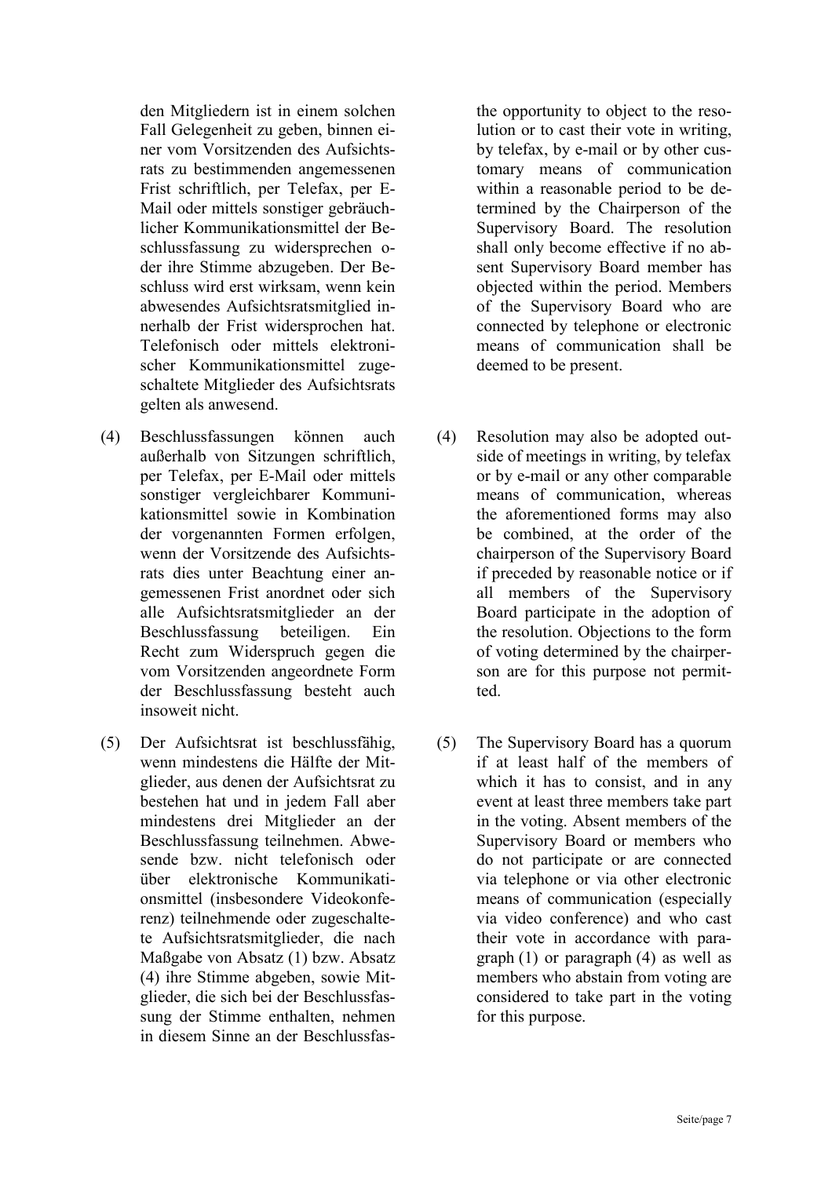den Mitgliedern ist in einem solchen Fall Gelegenheit zu geben, binnen einer vom Vorsitzenden des Aufsichtsrats zu bestimmenden angemessenen Frist schriftlich, per Telefax, per E-Mail oder mittels sonstiger gebräuchlicher Kommunikationsmittel der Beschlussfassung zu widersprechen oder ihre Stimme abzugeben. Der Beschluss wird erst wirksam, wenn kein abwesendes Aufsichtsratsmitglied innerhalb der Frist widersprochen hat. Telefonisch oder mittels elektronischer Kommunikationsmittel zugeschaltete Mitglieder des Aufsichtsrats gelten als anwesend.

the opportunity to object to the resolution or to cast their vote in writing, by telefax, by e-mail or by other customary means of communication within a reasonable period to be determined by the Chairperson of the Supervisory Board. The resolution shall only become effective if no absent Supervisory Board member has objected within the period. Members of the Supervisory Board who are connected by telephone or electronic means of communication shall be deemed to be present.

(4) Beschlussfassungen können auch außerhalb von Sitzungen schriftlich, per Telefax, per E-Mail oder mittels sonstiger vergleichbarer Kommunikationsmittel sowie in Kombination der vorgenannten Formen erfolgen, wenn der Vorsitzende des Aufsichtsrats dies unter Beachtung einer angemessenen Frist anordnet oder sich alle Aufsichtsratsmitglieder an der Beschlussfassung beteiligen. Ein Recht zum Widerspruch gegen die vom Vorsitzenden angeordnete Form der Beschlussfassung besteht auch insoweit nicht.

(4) Resolution may also be adopted outside of meetings in writing, by telefax or by e-mail or any other comparable means of communication, whereas the aforementioned forms may also be combined, at the order of the chairperson of the Supervisory Board if preceded by reasonable notice or if all members of the Supervisory Board participate in the adoption of the resolution. Objections to the form of voting determined by the chairperson are for this purpose not permitted.

(5) Der Aufsichtsrat ist beschlussfähig, wenn mindestens die Hälfte der Mitglieder, aus denen der Aufsichtsrat zu bestehen hat und in jedem Fall aber mindestens drei Mitglieder an der Beschlussfassung teilnehmen. Abwesende bzw. nicht telefonisch oder über elektronische Kommunikationsmittel (insbesondere Videokonferenz) teilnehmende oder zugeschaltete Aufsichtsratsmitglieder, die nach Maßgabe von Absatz (1) bzw. Absatz (4) ihre Stimme abgeben, sowie Mitglieder, die sich bei der Beschlussfassung der Stimme enthalten, nehmen in diesem Sinne an der Beschlussfas-

(5) The Supervisory Board has a quorum if at least half of the members of which it has to consist, and in any event at least three members take part in the voting. Absent members of the Supervisory Board or members who do not participate or are connected via telephone or via other electronic means of communication (especially via video conference) and who cast their vote in accordance with paragraph (1) or paragraph (4) as well as members who abstain from voting are considered to take part in the voting for this purpose.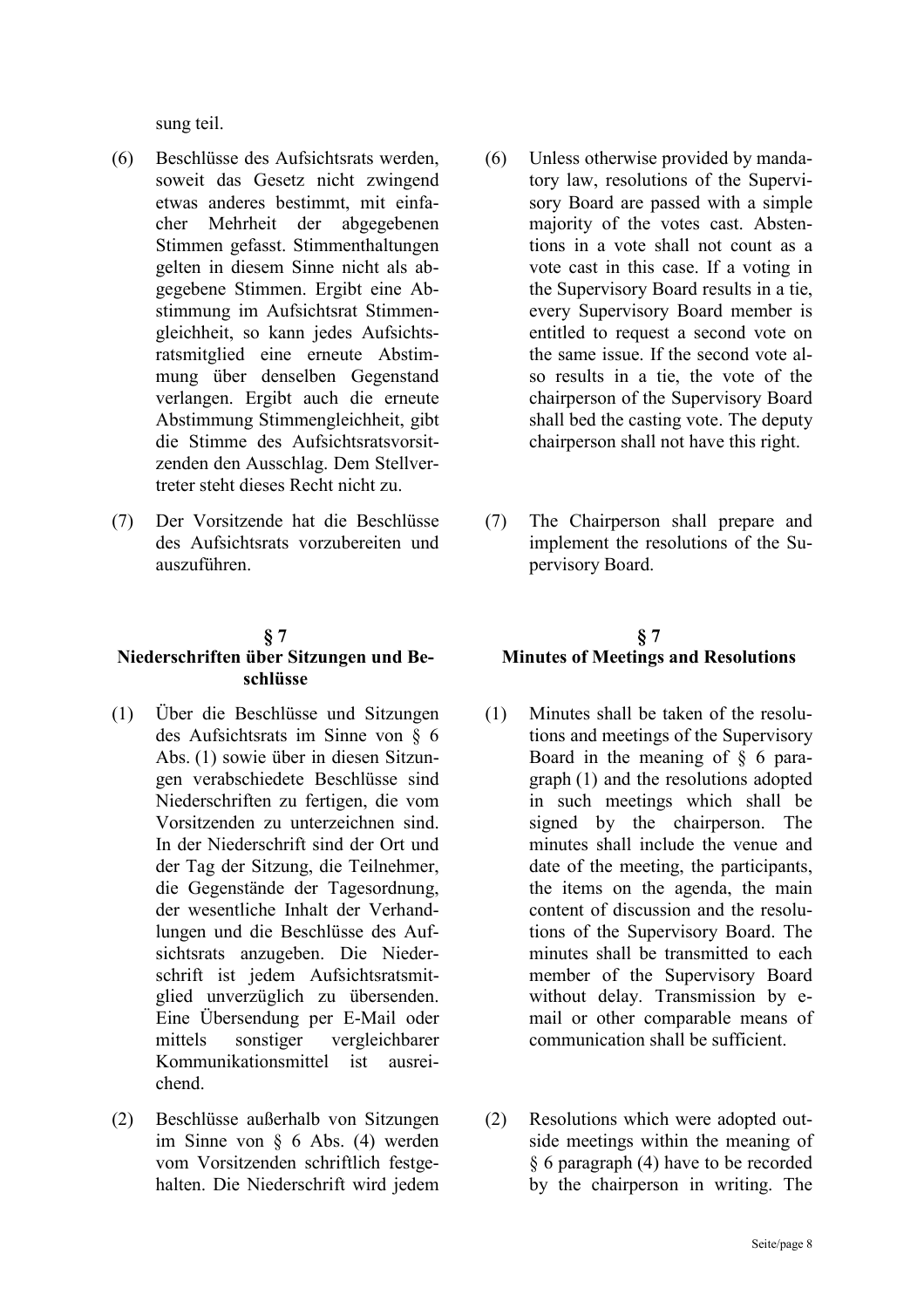sung teil.

(6) Beschlüsse des Aufsichtsrats werden, soweit das Gesetz nicht zwingend etwas anderes bestimmt, mit einfacher Mehrheit der abgegebenen Stimmen gefasst. Stimmenthaltungen gelten in diesem Sinne nicht als abgegebene Stimmen. Ergibt eine Abstimmung im Aufsichtsrat Stimmengleichheit, so kann jedes Aufsichtsratsmitglied eine erneute Abstimmung über denselben Gegenstand verlangen. Ergibt auch die erneute Abstimmung Stimmengleichheit, gibt die Stimme des Aufsichtsratsvorsitzenden den Ausschlag. Dem Stellvertreter steht dieses Recht nicht zu.

(6) Unless otherwise provided by mandatory law, resolutions of the Supervisory Board are passed with a simple majority of the votes cast. Abstentions in a vote shall not count as a vote cast in this case. If a voting in the Supervisory Board results in a tie, every Supervisory Board member is entitled to request a second vote on the same issue. If the second vote also results in a tie, the vote of the chairperson of the Supervisory Board shall bed the casting vote. The deputy chairperson shall not have this right.

(7) Der Vorsitzende hat die Beschlüsse des Aufsichtsrats vorzubereiten und auszuführen.

(7) The Chairperson shall prepare and implement the resolutions of the Supervisory Board.

## § 7
## Niederschriften über Sitzungen und Beschlüsse

## § 7
## Minutes of Meetings and Resolutions

(1) Über die Beschlüsse und Sitzungen des Aufsichtsrats im Sinne von § 6 Abs. (1) sowie über in diesen Sitzungen verabschiedete Beschlüsse sind Niederschriften zu fertigen, die vom Vorsitzenden zu unterzeichnen sind. In der Niederschrift sind der Ort und der Tag der Sitzung, die Teilnehmer, die Gegenstände der Tagesordnung, der wesentliche Inhalt der Verhandlungen und die Beschlüsse des Aufsichtsrats anzugeben. Die Niederschrift ist jedem Aufsichtsratsmitglied unverzüglich zu übersenden. Eine Übersendung per E-Mail oder mittels sonstiger vergleichbarer Kommunikationsmittel ist ausreichend.

(1) Minutes shall be taken of the resolutions and meetings of the Supervisory Board in the meaning of § 6 paragraph (1) and the resolutions adopted in such meetings which shall be signed by the chairperson. The minutes shall include the venue and date of the meeting, the participants, the items on the agenda, the main content of discussion and the resolutions of the Supervisory Board. The minutes shall be transmitted to each member of the Supervisory Board without delay. Transmission by e-mail or other comparable means of communication shall be sufficient.

(2) Beschlüsse außerhalb von Sitzungen im Sinne von § 6 Abs. (4) werden vom Vorsitzenden schriftlich festgehalten. Die Niederschrift wird jedem

(2) Resolutions which were adopted outside meetings within the meaning of § 6 paragraph (4) have to be recorded by the chairperson in writing. The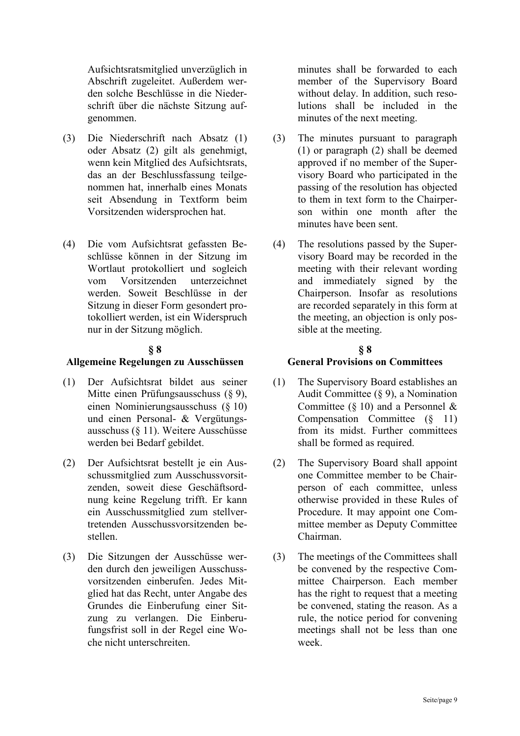Aufsichtsratsmitglied unverzüglich in Abschrift zugeleitet. Außerdem werden solche Beschlüsse in die Niederschrift über die nächste Sitzung aufgenommen.

minutes shall be forwarded to each member of the Supervisory Board without delay. In addition, such resolutions shall be included in the minutes of the next meeting.

(3) Die Niederschrift nach Absatz (1) oder Absatz (2) gilt als genehmigt, wenn kein Mitglied des Aufsichtsrats, das an der Beschlussfassung teilgenommen hat, innerhalb eines Monats seit Absendung in Textform beim Vorsitzenden widersprochen hat.

(3) The minutes pursuant to paragraph (1) or paragraph (2) shall be deemed approved if no member of the Supervisory Board who participated in the passing of the resolution has objected to them in text form to the Chairperson within one month after the minutes have been sent.

(4) Die vom Aufsichtsrat gefassten Beschlüsse können in der Sitzung im Wortlaut protokolliert und sogleich vom Vorsitzenden unterzeichnet werden. Soweit Beschlüsse in der Sitzung in dieser Form gesondert protokolliert werden, ist ein Widerspruch nur in der Sitzung möglich.

(4) The resolutions passed by the Supervisory Board may be recorded in the meeting with their relevant wording and immediately signed by the Chairperson. Insofar as resolutions are recorded separately in this form at the meeting, an objection is only possible at the meeting.

## § 8
## Allgemeine Regelungen zu Ausschüssen

(1) Der Aufsichtsrat bildet aus seiner Mitte einen Prüfungsausschuss (§ 9), einen Nominierungsausschuss (§ 10) und einen Personal- & Vergütungsausschuss (§ 11). Weitere Ausschüsse werden bei Bedarf gebildet.

(2) Der Aufsichtsrat bestellt je ein Ausschussmitglied zum Ausschussvorsitzenden, soweit diese Geschäftsordnung keine Regelung trifft. Er kann ein Ausschussmitglied zum stellvertretenden Ausschussvorsitzenden bestellen.

(3) Die Sitzungen der Ausschüsse werden durch den jeweiligen Ausschussvorsitzenden einberufen. Jedes Mitglied hat das Recht, unter Angabe des Grundes die Einberufung einer Sitzung zu verlangen. Die Einberufungsfrist soll in der Regel eine Woche nicht unterschreiten.

## § 8
## General Provisions on Committees

(1) The Supervisory Board establishes an Audit Committee (§ 9), a Nomination Committee (§ 10) and a Personnel & Compensation Committee (§ 11) from its midst. Further committees shall be formed as required.

(2) The Supervisory Board shall appoint one Committee member to be Chairperson of each committee, unless otherwise provided in these Rules of Procedure. It may appoint one Committee member as Deputy Committee Chairman.

(3) The meetings of the Committees shall be convened by the respective Committee Chairperson. Each member has the right to request that a meeting be convened, stating the reason. As a rule, the notice period for convening meetings shall not be less than one week.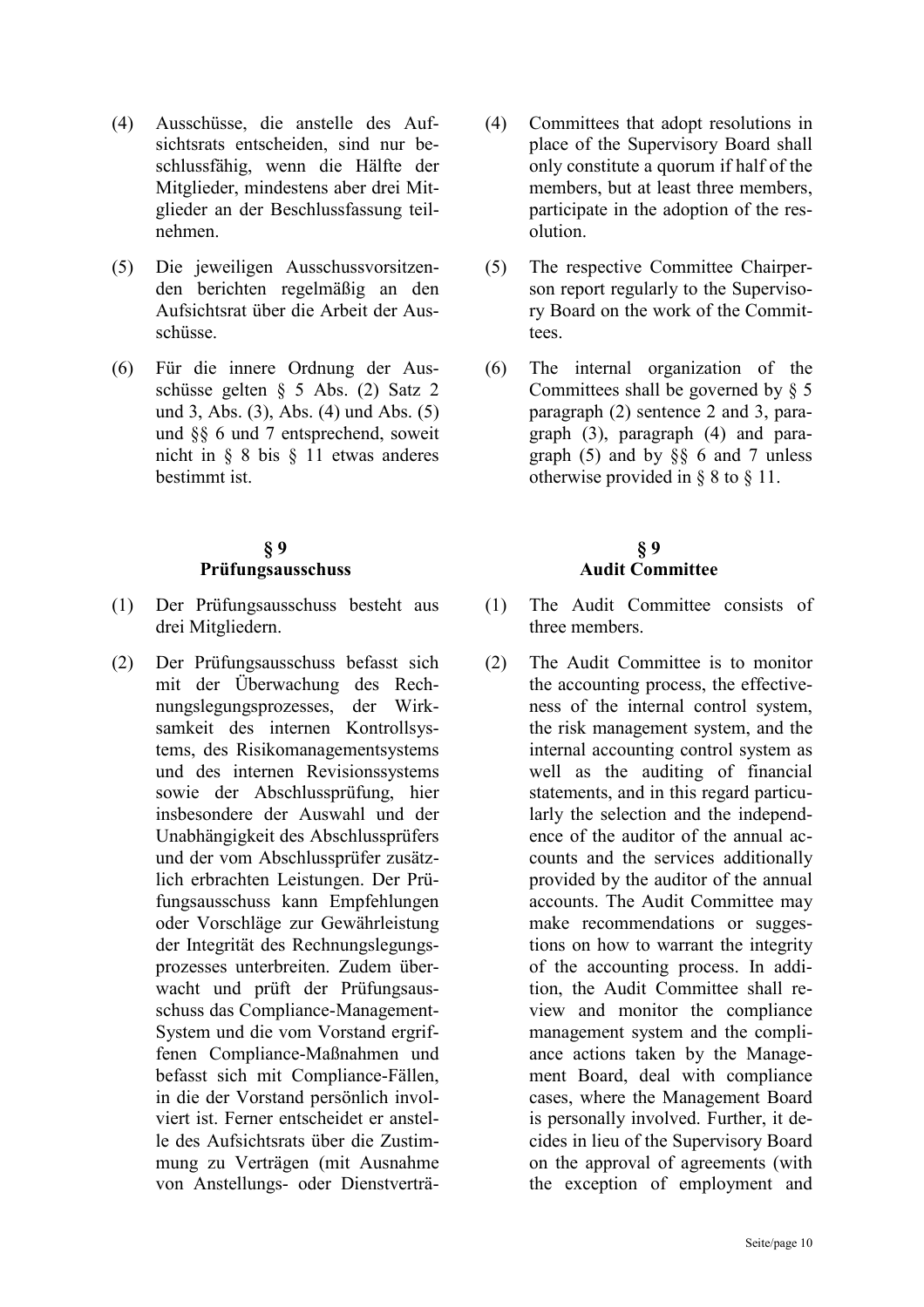(4) Ausschüsse, die anstelle des Aufsichtsrats entscheiden, sind nur beschlussfähig, wenn die Hälfte der Mitglieder, mindestens aber drei Mitglieder an der Beschlussfassung teilnehmen.

(5) Die jeweiligen Ausschussvorsitzenden berichten regelmäßig an den Aufsichtsrat über die Arbeit der Ausschüsse.

(6) Für die innere Ordnung der Ausschüsse gelten § 5 Abs. (2) Satz 2 und 3, Abs. (3), Abs. (4) und Abs. (5) und §§ 6 und 7 entsprechend, soweit nicht in § 8 bis § 11 etwas anderes bestimmt ist.

## § 9
## Prüfungsausschuss

(1) Der Prüfungsausschuss besteht aus drei Mitgliedern.

(2) Der Prüfungsausschuss befasst sich mit der Überwachung des Rechnungslegungsprozesses, der Wirksamkeit des internen Kontrollsystems, des Risikomanagementsystems und des internen Revisionssystems sowie der Abschlussprüfung, hier insbesondere der Auswahl und der Unabhängigkeit des Abschlussprüfers und der vom Abschlussprüfer zusätzlich erbrachten Leistungen. Der Prüfungsausschuss kann Empfehlungen oder Vorschläge zur Gewährleistung der Integrität des Rechnungslegungsprozesses unterbreiten. Zudem überwacht und prüft der Prüfungsausschuss das Compliance-Management-System und die vom Vorstand ergriffenen Compliance-Maßnahmen und befasst sich mit Compliance-Fällen, in die der Vorstand persönlich involviert ist. Ferner entscheidet er anstelle des Aufsichtsrats über die Zustimmung zu Verträgen (mit Ausnahme von Anstellungs- oder Dienstverträ-

---

(4) Committees that adopt resolutions in place of the Supervisory Board shall only constitute a quorum if half of the members, but at least three members, participate in the adoption of the resolution.

(5) The respective Committee Chairperson report regularly to the Supervisory Board on the work of the Committees.

(6) The internal organization of the Committees shall be governed by § 5 paragraph (2) sentence 2 and 3, paragraph (3), paragraph (4) and paragraph (5) and by §§ 6 and 7 unless otherwise provided in § 8 to § 11.

## § 9
## Audit Committee

(1) The Audit Committee consists of three members.

(2) The Audit Committee is to monitor the accounting process, the effectiveness of the internal control system, the risk management system, and the internal accounting control system as well as the auditing of financial statements, and in this regard particularly the selection and the independence of the auditor of the annual accounts and the services additionally provided by the auditor of the annual accounts. The Audit Committee may make recommendations or suggestions on how to warrant the integrity of the accounting process. In addition, the Audit Committee shall review and monitor the compliance management system and the compliance actions taken by the Management Board, deal with compliance cases, where the Management Board is personally involved. Further, it decides in lieu of the Supervisory Board on the approval of agreements (with the exception of employment and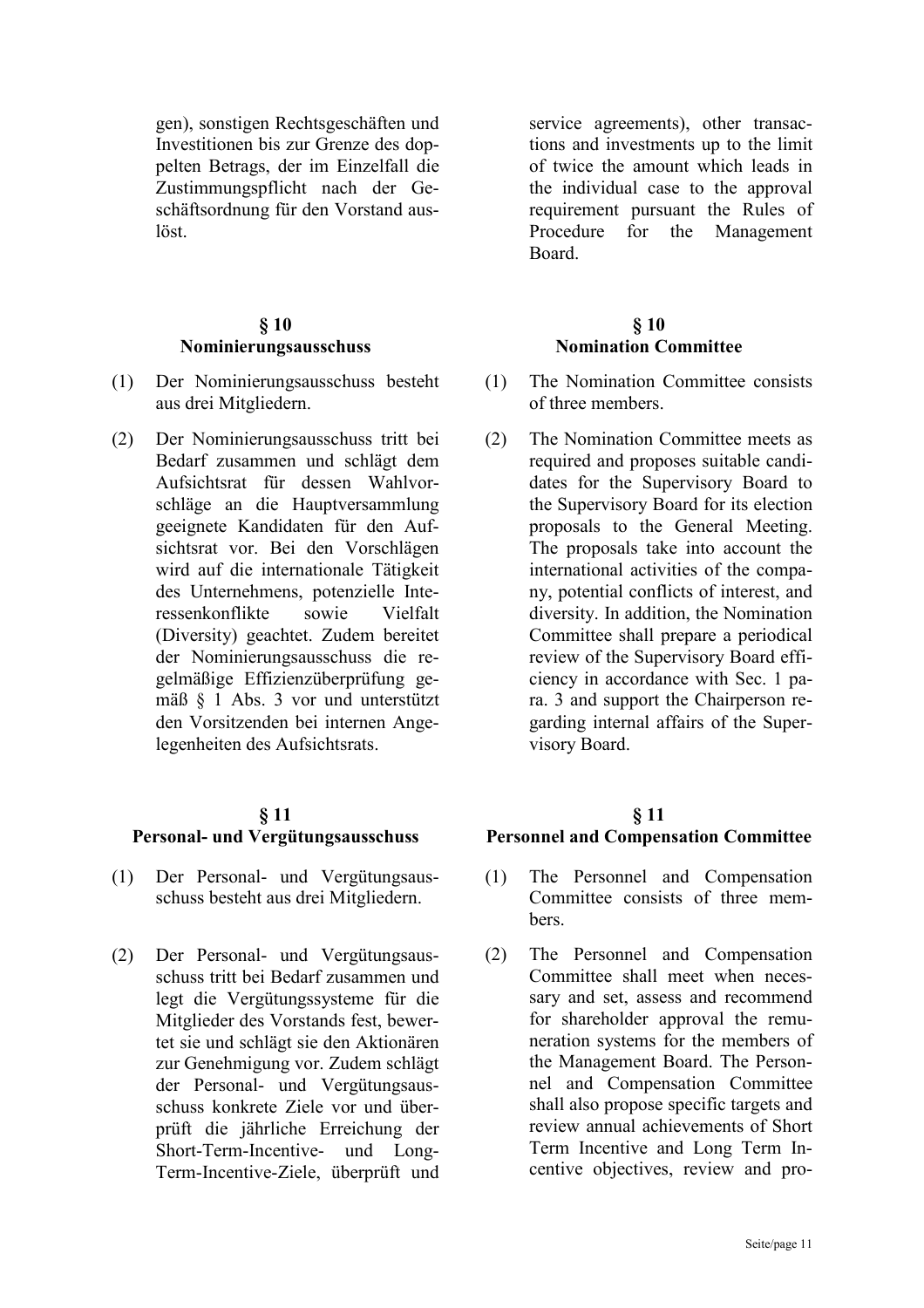gen), sonstigen Rechtsgeschäften und Investitionen bis zur Grenze des doppelten Betrags, der im Einzelfall die Zustimmungspflicht nach der Geschäftsordnung für den Vorstand auslöst.

service agreements), other transactions and investments up to the limit of twice the amount which leads in the individual case to the approval requirement pursuant the Rules of Procedure for the Management Board.

## § 10 Nominierungsausschuss

(1) Der Nominierungsausschuss besteht aus drei Mitgliedern.

(2) Der Nominierungsausschuss tritt bei Bedarf zusammen und schlägt dem Aufsichtsrat für dessen Wahlvorschläge an die Hauptversammlung geeignete Kandidaten für den Aufsichtsrat vor. Bei den Vorschlägen wird auf die internationale Tätigkeit des Unternehmens, potenzielle Interessenkonflikte sowie Vielfalt (Diversity) geachtet. Zudem bereitet der Nominierungsausschuss die regelmäßige Effizienzüberprüfung gemäß § 1 Abs. 3 vor und unterstützt den Vorsitzenden bei internen Angelegenheiten des Aufsichtsrats.

## § 10 Nomination Committee

(1) The Nomination Committee consists of three members.

(2) The Nomination Committee meets as required and proposes suitable candidates for the Supervisory Board to the Supervisory Board for its election proposals to the General Meeting. The proposals take into account the international activities of the company, potential conflicts of interest, and diversity. In addition, the Nomination Committee shall prepare a periodical review of the Supervisory Board efficiency in accordance with Sec. 1 para. 3 and support the Chairperson regarding internal affairs of the Supervisory Board.

## § 11 Personal- und Vergütungsausschuss

(1) Der Personal- und Vergütungsausschuss besteht aus drei Mitgliedern.

(2) Der Personal- und Vergütungsausschuss tritt bei Bedarf zusammen und legt die Vergütungssysteme für die Mitglieder des Vorstands fest, bewertet sie und schlägt sie den Aktionären zur Genehmigung vor. Zudem schlägt der Personal- und Vergütungsausschuss konkrete Ziele vor und überprüft die jährliche Erreichung der Short-Term-Incentive- und Long-Term-Incentive-Ziele, überprüft und

## § 11 Personnel and Compensation Committee

(1) The Personnel and Compensation Committee consists of three members.

(2) The Personnel and Compensation Committee shall meet when necessary and set, assess and recommend for shareholder approval the remuneration systems for the members of the Management Board. The Personnel and Compensation Committee shall also propose specific targets and review annual achievements of Short Term Incentive and Long Term Incentive objectives, review and pro-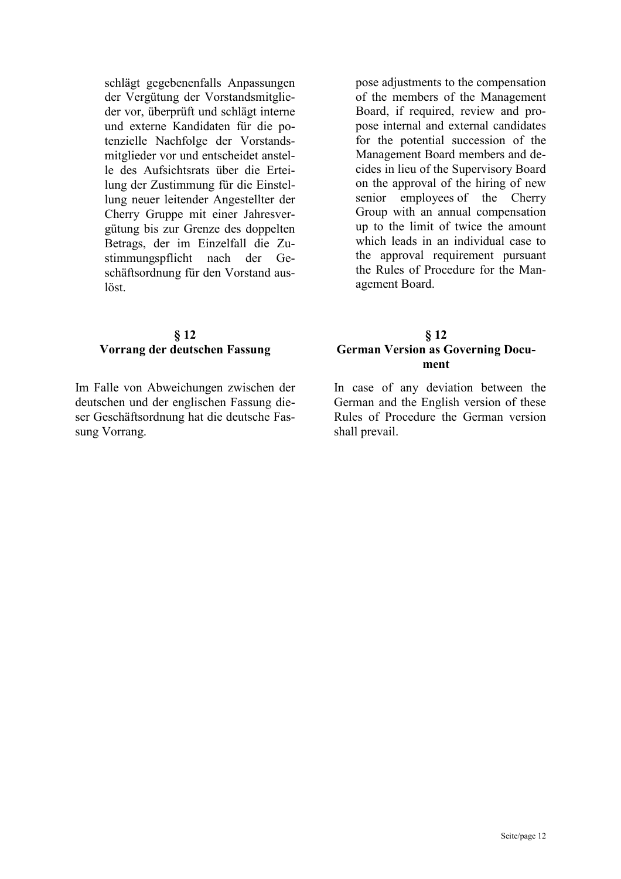schlägt gegebenenfalls Anpassungen der Vergütung der Vorstandsmitglieder vor, überprüft und schlägt interne und externe Kandidaten für die potenzielle Nachfolge der Vorstandsmitglieder vor und entscheidet anstelle des Aufsichtsrats über die Erteilung der Zustimmung für die Einstellung neuer leitender Angestellter der Cherry Gruppe mit einer Jahresvergütung bis zur Grenze des doppelten Betrags, der im Einzelfall die Zustimmungspflicht nach der Geschäftsordnung für den Vorstand auslöst.

pose adjustments to the compensation of the members of the Management Board, if required, review and propose internal and external candidates for the potential succession of the Management Board members and decides in lieu of the Supervisory Board on the approval of the hiring of new senior employees of the Cherry Group with an annual compensation up to the limit of twice the amount which leads in an individual case to the approval requirement pursuant the Rules of Procedure for the Management Board.

## § 12 Vorrang der deutschen Fassung

Im Falle von Abweichungen zwischen der deutschen und der englischen Fassung dieser Geschäftsordnung hat die deutsche Fassung Vorrang.

## § 12 German Version as Governing Document

In case of any deviation between the German and the English version of these Rules of Procedure the German version shall prevail.